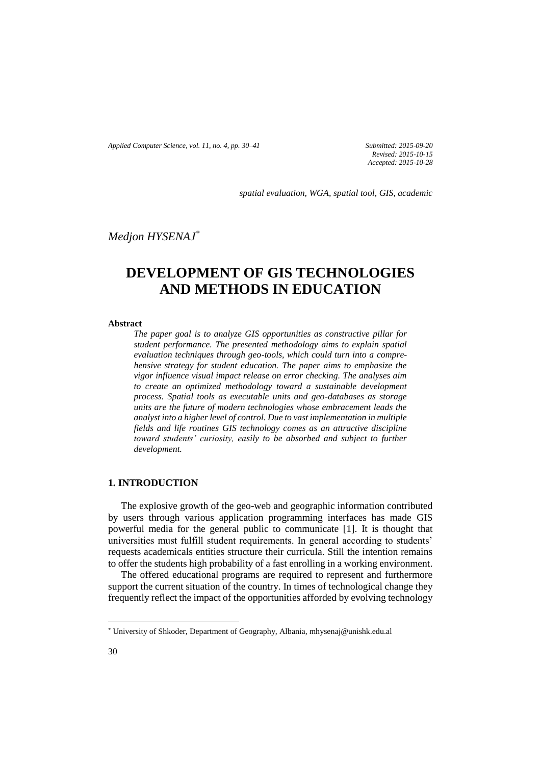*Submitted: 2015-09-20*
*Revised: 2015-10-15*
*Accepted: 2015-10-28*

*spatial evaluation, WGA, spatial tool, GIS, academic*

*Medjon HYSENAJ*[*]

# DEVELOPMENT OF GIS TECHNOLOGIES AND METHODS IN EDUCATION

**Abstract**

*The paper goal is to analyze GIS opportunities as constructive pillar for student performance. The presented methodology aims to explain spatial evaluation techniques through geo-tools, which could turn into a comprehensive strategy for student education. The paper aims to emphasize the vigor influence visual impact release on error checking. The analyses aim to create an optimized methodology toward a sustainable development process. Spatial tools as executable units and geo-databases as storage units are the future of modern technologies whose embracement leads the analyst into a higher level of control. Due to vast implementation in multiple fields and life routines GIS technology comes as an attractive discipline toward students' curiosity, easily to be absorbed and subject to further development.*

## 1. INTRODUCTION

The explosive growth of the geo-web and geographic information contributed by users through various application programming interfaces has made GIS powerful media for the general public to communicate [1]. It is thought that universities must fulfill student requirements. In general according to students' requests academicals entities structure their curricula. Still the intention remains to offer the students high probability of a fast enrolling in a working environment.

The offered educational programs are required to represent and furthermore support the current situation of the country. In times of technological change they frequently reflect the impact of the opportunities afforded by evolving technology

[*] University of Shkoder, Department of Geography, Albania, mhysenaj@unishk.edu.al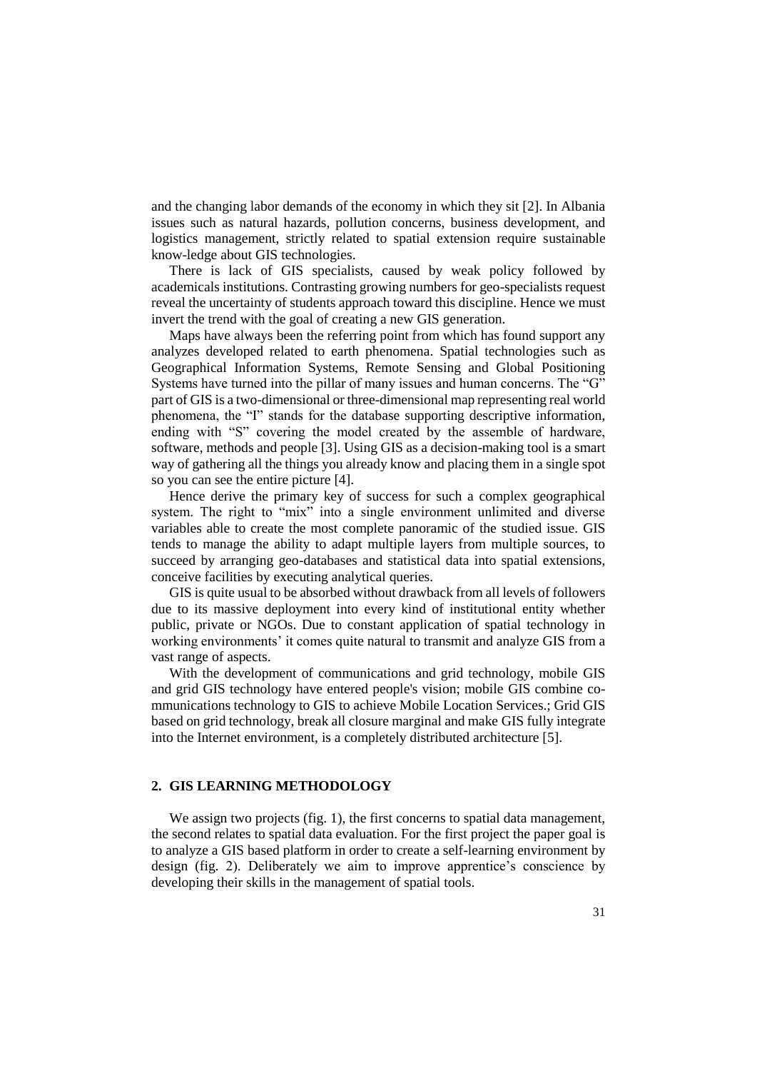and the changing labor demands of the economy in which they sit [2]. In Albania issues such as natural hazards, pollution concerns, business development, and logistics management, strictly related to spatial extension require sustainable know-ledge about GIS technologies.

There is lack of GIS specialists, caused by weak policy followed by academicals institutions. Contrasting growing numbers for geo-specialists request reveal the uncertainty of students approach toward this discipline. Hence we must invert the trend with the goal of creating a new GIS generation.

Maps have always been the referring point from which has found support any analyzes developed related to earth phenomena. Spatial technologies such as Geographical Information Systems, Remote Sensing and Global Positioning Systems have turned into the pillar of many issues and human concerns. The "G" part of GIS is a two-dimensional or three-dimensional map representing real world phenomena, the "I" stands for the database supporting descriptive information, ending with "S" covering the model created by the assemble of hardware, software, methods and people [3]. Using GIS as a decision-making tool is a smart way of gathering all the things you already know and placing them in a single spot so you can see the entire picture [4].

Hence derive the primary key of success for such a complex geographical system. The right to "mix" into a single environment unlimited and diverse variables able to create the most complete panoramic of the studied issue. GIS tends to manage the ability to adapt multiple layers from multiple sources, to succeed by arranging geo-databases and statistical data into spatial extensions, conceive facilities by executing analytical queries.

GIS is quite usual to be absorbed without drawback from all levels of followers due to its massive deployment into every kind of institutional entity whether public, private or NGOs. Due to constant application of spatial technology in working environments' it comes quite natural to transmit and analyze GIS from a vast range of aspects.

With the development of communications and grid technology, mobile GIS and grid GIS technology have entered people's vision; mobile GIS combine co-mmunications technology to GIS to achieve Mobile Location Services.; Grid GIS based on grid technology, break all closure marginal and make GIS fully integrate into the Internet environment, is a completely distributed architecture [5].

## 2. GIS LEARNING METHODOLOGY

We assign two projects (fig. 1), the first concerns to spatial data management, the second relates to spatial data evaluation. For the first project the paper goal is to analyze a GIS based platform in order to create a self-learning environment by design (fig. 2). Deliberately we aim to improve apprentice's conscience by developing their skills in the management of spatial tools.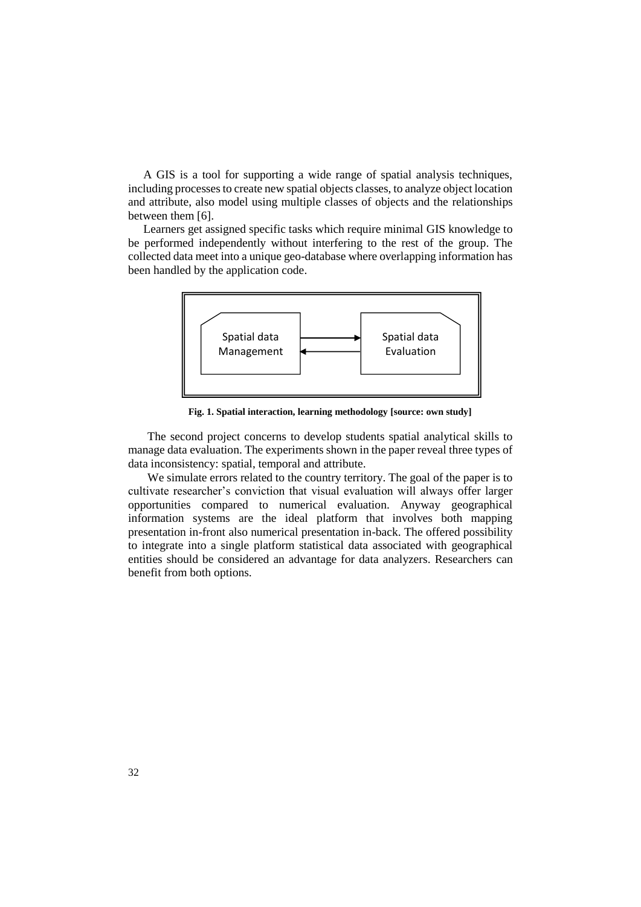A GIS is a tool for supporting a wide range of spatial analysis techniques, including processes to create new spatial objects classes, to analyze object location and attribute, also model using multiple classes of objects and the relationships between them [6].

Learners get assigned specific tasks which require minimal GIS knowledge to be performed independently without interfering to the rest of the group. The collected data meet into a unique geo-database where overlapping information has been handled by the application code.

Spatial data Management

Spatial data Evaluation

**Fig. 1. Spatial interaction, learning methodology [source: own study]**

The second project concerns to develop students spatial analytical skills to manage data evaluation. The experiments shown in the paper reveal three types of data inconsistency: spatial, temporal and attribute.

We simulate errors related to the country territory. The goal of the paper is to cultivate researcher's conviction that visual evaluation will always offer larger opportunities compared to numerical evaluation. Anyway geographical information systems are the ideal platform that involves both mapping presentation in-front also numerical presentation in-back. The offered possibility to integrate into a single platform statistical data associated with geographical entities should be considered an advantage for data analyzers. Researchers can benefit from both options.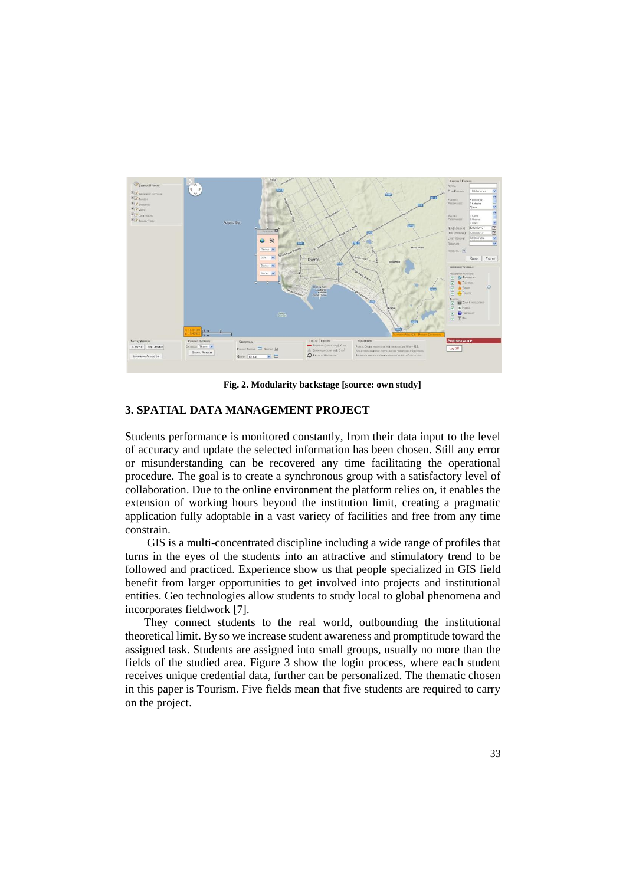Fig. 2. Modularity backstage [source: own study]

## 3. SPATIAL DATA MANAGEMENT PROJECT

Students performance is monitored constantly, from their data input to the level of accuracy and update the selected information has been chosen. Still any error or misunderstanding can be recovered any time facilitating the operational procedure. The goal is to create a synchronous group with a satisfactory level of collaboration. Due to the online environment the platform relies on, it enables the extension of working hours beyond the institution limit, creating a pragmatic application fully adoptable in a vast variety of facilities and free from any time constrain.

GIS is a multi-concentrated discipline including a wide range of profiles that turns in the eyes of the students into an attractive and stimulatory trend to be followed and practiced. Experience show us that people specialized in GIS field benefit from larger opportunities to get involved into projects and institutional entities. Geo technologies allow students to study local to global phenomena and incorporates fieldwork [7].

They connect students to the real world, outbounding the institutional theoretical limit. By so we increase student awareness and promptitude toward the assigned task. Students are assigned into small groups, usually no more than the fields of the studied area. Figure 3 show the login process, where each student receives unique credential data, further can be personalized. The thematic chosen in this paper is Tourism. Five fields mean that five students are required to carry on the project.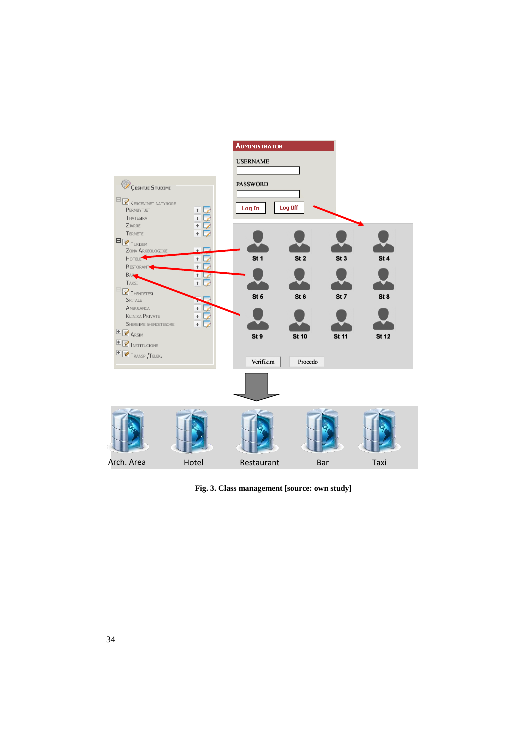Fig. 3. Class management [source: own study]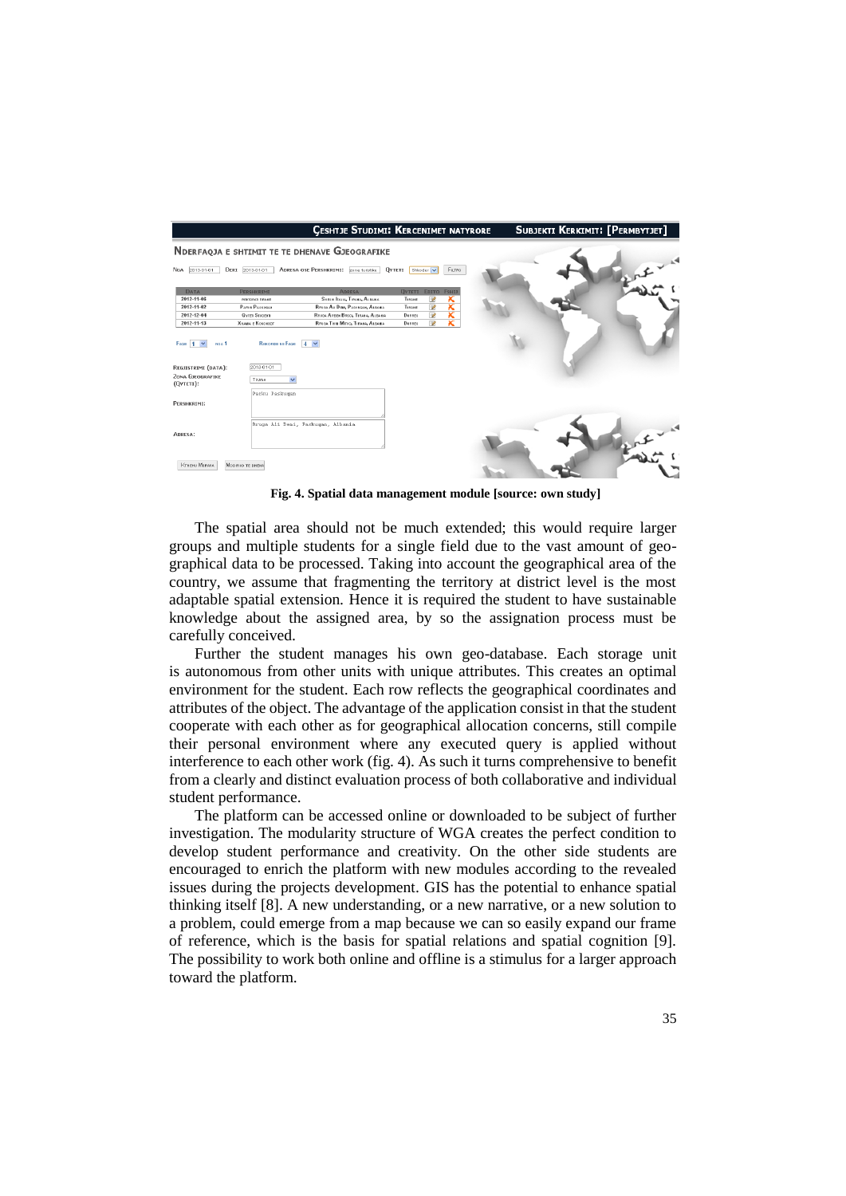Fig. 4. Spatial data management module [source: own study]

The spatial area should not be much extended; this would require larger groups and multiple students for a single field due to the vast amount of geographical data to be processed. Taking into account the geographical area of the country, we assume that fragmenting the territory at district level is the most adaptable spatial extension. Hence it is required the student to have sustainable knowledge about the assigned area, by so the assignation process must be carefully conceived.

Further the student manages his own geo-database. Each storage unit is autonomous from other units with unique attributes. This creates an optimal environment for the student. Each row reflects the geographical coordinates and attributes of the object. The advantage of the application consist in that the student cooperate with each other as for geographical allocation concerns, still compile their personal environment where any executed query is applied without interference to each other work (fig. 4). As such it turns comprehensive to benefit from a clearly and distinct evaluation process of both collaborative and individual student performance.

The platform can be accessed online or downloaded to be subject of further investigation. The modularity structure of WGA creates the perfect condition to develop student performance and creativity. On the other side students are encouraged to enrich the platform with new modules according to the revealed issues during the projects development. GIS has the potential to enhance spatial thinking itself [8]. A new understanding, or a new narrative, or a new solution to a problem, could emerge from a map because we can so easily expand our frame of reference, which is the basis for spatial relations and spatial cognition [9]. The possibility to work both online and offline is a stimulus for a larger approach toward the platform.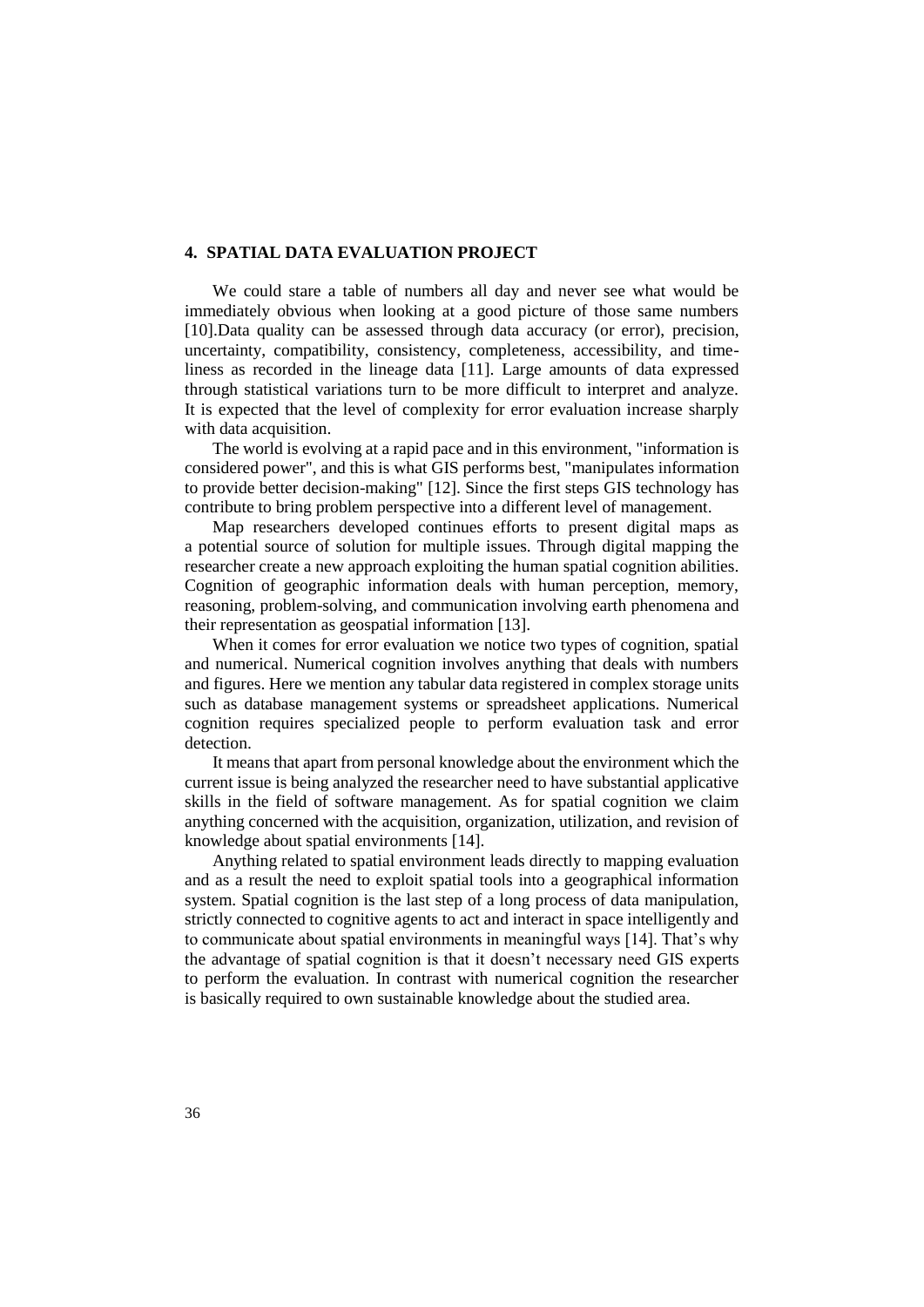## 4. SPATIAL DATA EVALUATION PROJECT

We could stare a table of numbers all day and never see what would be immediately obvious when looking at a good picture of those same numbers [10].Data quality can be assessed through data accuracy (or error), precision, uncertainty, compatibility, consistency, completeness, accessibility, and timeliness as recorded in the lineage data [11]. Large amounts of data expressed through statistical variations turn to be more difficult to interpret and analyze. It is expected that the level of complexity for error evaluation increase sharply with data acquisition.

The world is evolving at a rapid pace and in this environment, "information is considered power", and this is what GIS performs best, "manipulates information to provide better decision-making" [12]. Since the first steps GIS technology has contribute to bring problem perspective into a different level of management.

Map researchers developed continues efforts to present digital maps as a potential source of solution for multiple issues. Through digital mapping the researcher create a new approach exploiting the human spatial cognition abilities. Cognition of geographic information deals with human perception, memory, reasoning, problem-solving, and communication involving earth phenomena and their representation as geospatial information [13].

When it comes for error evaluation we notice two types of cognition, spatial and numerical. Numerical cognition involves anything that deals with numbers and figures. Here we mention any tabular data registered in complex storage units such as database management systems or spreadsheet applications. Numerical cognition requires specialized people to perform evaluation task and error detection.

It means that apart from personal knowledge about the environment which the current issue is being analyzed the researcher need to have substantial applicative skills in the field of software management. As for spatial cognition we claim anything concerned with the acquisition, organization, utilization, and revision of knowledge about spatial environments [14].

Anything related to spatial environment leads directly to mapping evaluation and as a result the need to exploit spatial tools into a geographical information system. Spatial cognition is the last step of a long process of data manipulation, strictly connected to cognitive agents to act and interact in space intelligently and to communicate about spatial environments in meaningful ways [14]. That's why the advantage of spatial cognition is that it doesn't necessary need GIS experts to perform the evaluation. In contrast with numerical cognition the researcher is basically required to own sustainable knowledge about the studied area.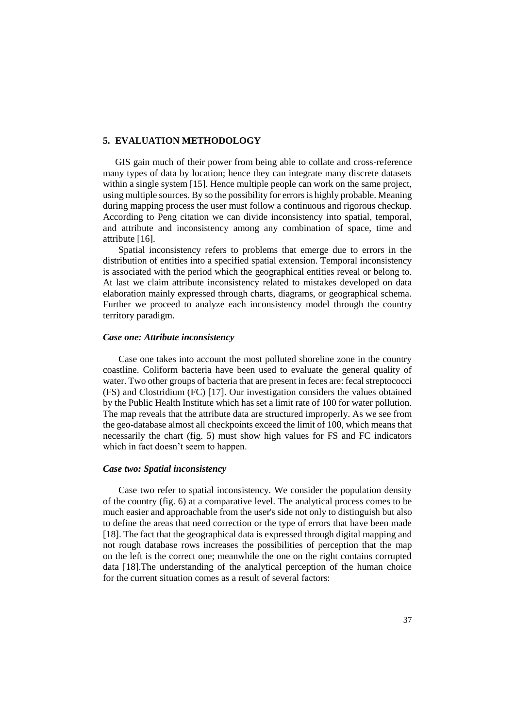## 5. EVALUATION METHODOLOGY

GIS gain much of their power from being able to collate and cross-reference many types of data by location; hence they can integrate many discrete datasets within a single system [15]. Hence multiple people can work on the same project, using multiple sources. By so the possibility for errors is highly probable. Meaning during mapping process the user must follow a continuous and rigorous checkup. According to Peng citation we can divide inconsistency into spatial, temporal, and attribute and inconsistency among any combination of space, time and attribute [16].

Spatial inconsistency refers to problems that emerge due to errors in the distribution of entities into a specified spatial extension. Temporal inconsistency is associated with the period which the geographical entities reveal or belong to. At last we claim attribute inconsistency related to mistakes developed on data elaboration mainly expressed through charts, diagrams, or geographical schema. Further we proceed to analyze each inconsistency model through the country territory paradigm.

### *Case one: Attribute inconsistency*

Case one takes into account the most polluted shoreline zone in the country coastline. Coliform bacteria have been used to evaluate the general quality of water. Two other groups of bacteria that are present in feces are: fecal streptococci (FS) and Clostridium (FC) [17]. Our investigation considers the values obtained by the Public Health Institute which has set a limit rate of 100 for water pollution. The map reveals that the attribute data are structured improperly. As we see from the geo-database almost all checkpoints exceed the limit of 100, which means that necessarily the chart (fig. 5) must show high values for FS and FC indicators which in fact doesn't seem to happen.

### *Case two: Spatial inconsistency*

Case two refer to spatial inconsistency. We consider the population density of the country (fig. 6) at a comparative level. The analytical process comes to be much easier and approachable from the user's side not only to distinguish but also to define the areas that need correction or the type of errors that have been made [18]. The fact that the geographical data is expressed through digital mapping and not rough database rows increases the possibilities of perception that the map on the left is the correct one; meanwhile the one on the right contains corrupted data [18].The understanding of the analytical perception of the human choice for the current situation comes as a result of several factors: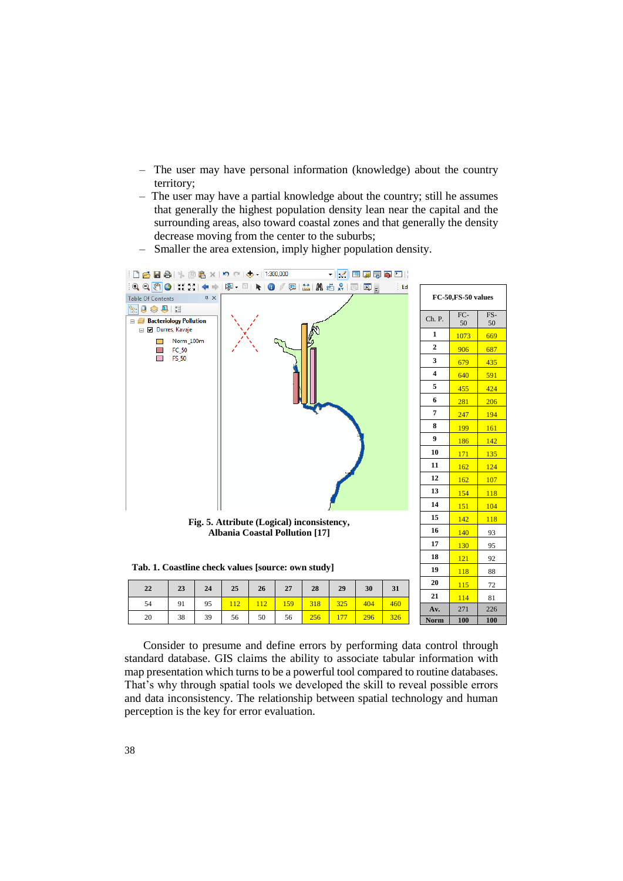- The user may have personal information (knowledge) about the country territory;
- The user may have a partial knowledge about the country; still he assumes that generally the highest population density lean near the capital and the surrounding areas, also toward coastal zones and that generally the density decrease moving from the center to the suburbs;
- Smaller the area extension, imply higher population density.

Fig. 5. Attribute (Logical) inconsistency, Albania Coastal Pollution [17]

| FC-50,FS-50 values | | |
|---|---|---|
| Ch. P. | FC-50 | FS-50 |
| 1 | 1073 | 669 |
| 2 | 906 | 687 |
| 3 | 679 | 435 |
| 4 | 640 | 591 |
| 5 | 455 | 424 |
| 6 | 281 | 206 |
| 7 | 247 | 194 |
| 8 | 199 | 161 |
| 9 | 186 | 142 |
| 10 | 171 | 135 |
| 11 | 162 | 124 |
| 12 | 162 | 107 |
| 13 | 154 | 118 |
| 14 | 151 | 104 |
| 15 | 142 | 118 |
| 16 | 140 | 93 |
| 17 | 130 | 95 |
| 18 | 121 | 92 |
| 19 | 118 | 88 |
| 20 | 115 | 72 |
| 21 | 114 | 81 |
| Av. | 271 | 226 |
| Norm | 100 | 100 |

Tab. 1. Coastline check values [source: own study]

| 22 | 23 | 24 | 25 | 26 | 27 | 28 | 29 | 30 | 31 |
|---|---|---|---|---|---|---|---|---|---|
| 54 | 91 | 95 | 112 | 112 | 159 | 318 | 325 | 404 | 460 |
| 20 | 38 | 39 | 56 | 50 | 56 | 256 | 177 | 296 | 326 |

Consider to presume and define errors by performing data control through standard database. GIS claims the ability to associate tabular information with map presentation which turns to be a powerful tool compared to routine databases. That's why through spatial tools we developed the skill to reveal possible errors and data inconsistency. The relationship between spatial technology and human perception is the key for error evaluation.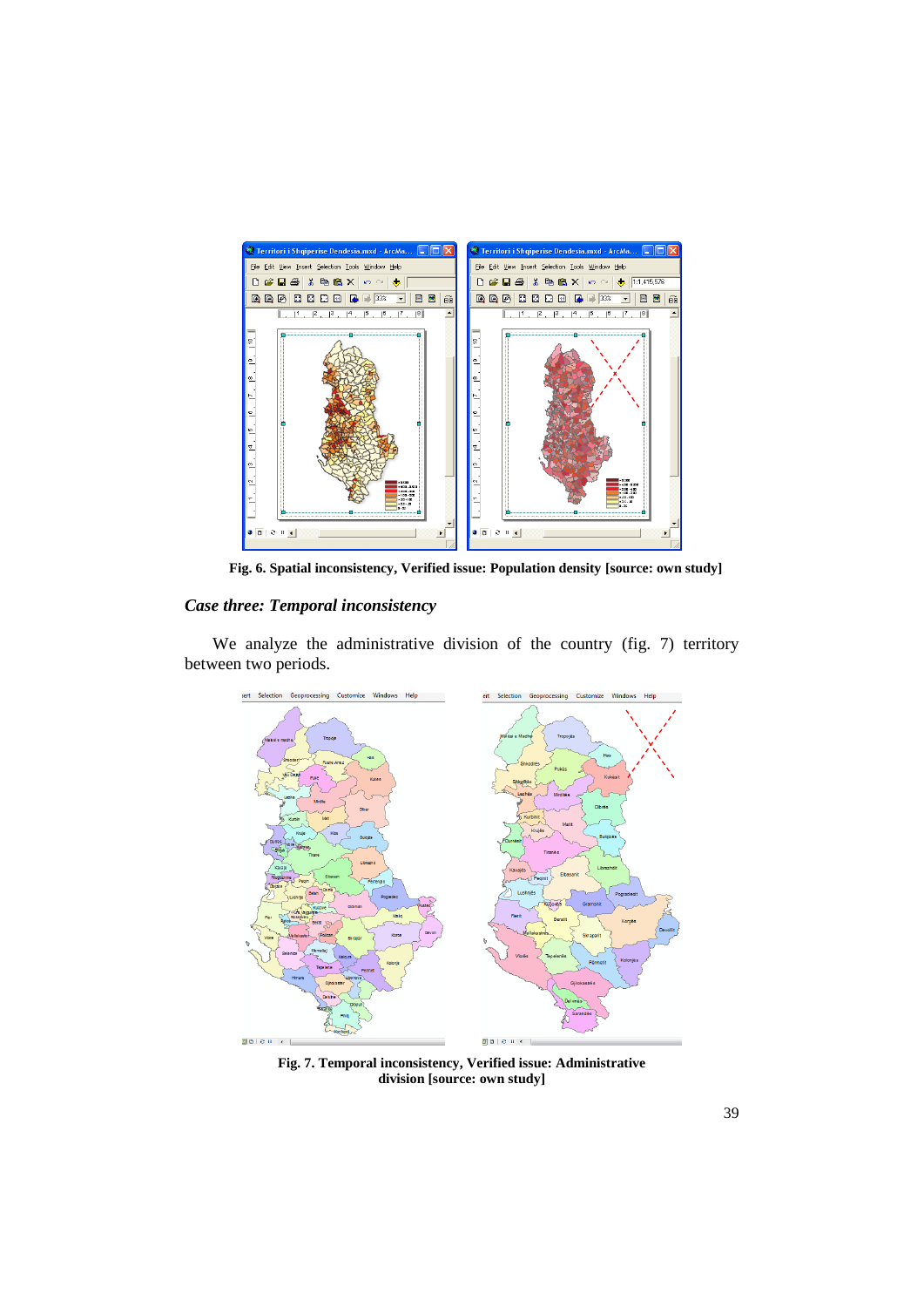Fig. 6. Spatial inconsistency, Verified issue: Population density [source: own study]

### *Case three: Temporal inconsistency*

We analyze the administrative division of the country (fig. 7) territory between two periods.

Fig. 7. Temporal inconsistency, Verified issue: Administrative division [source: own study]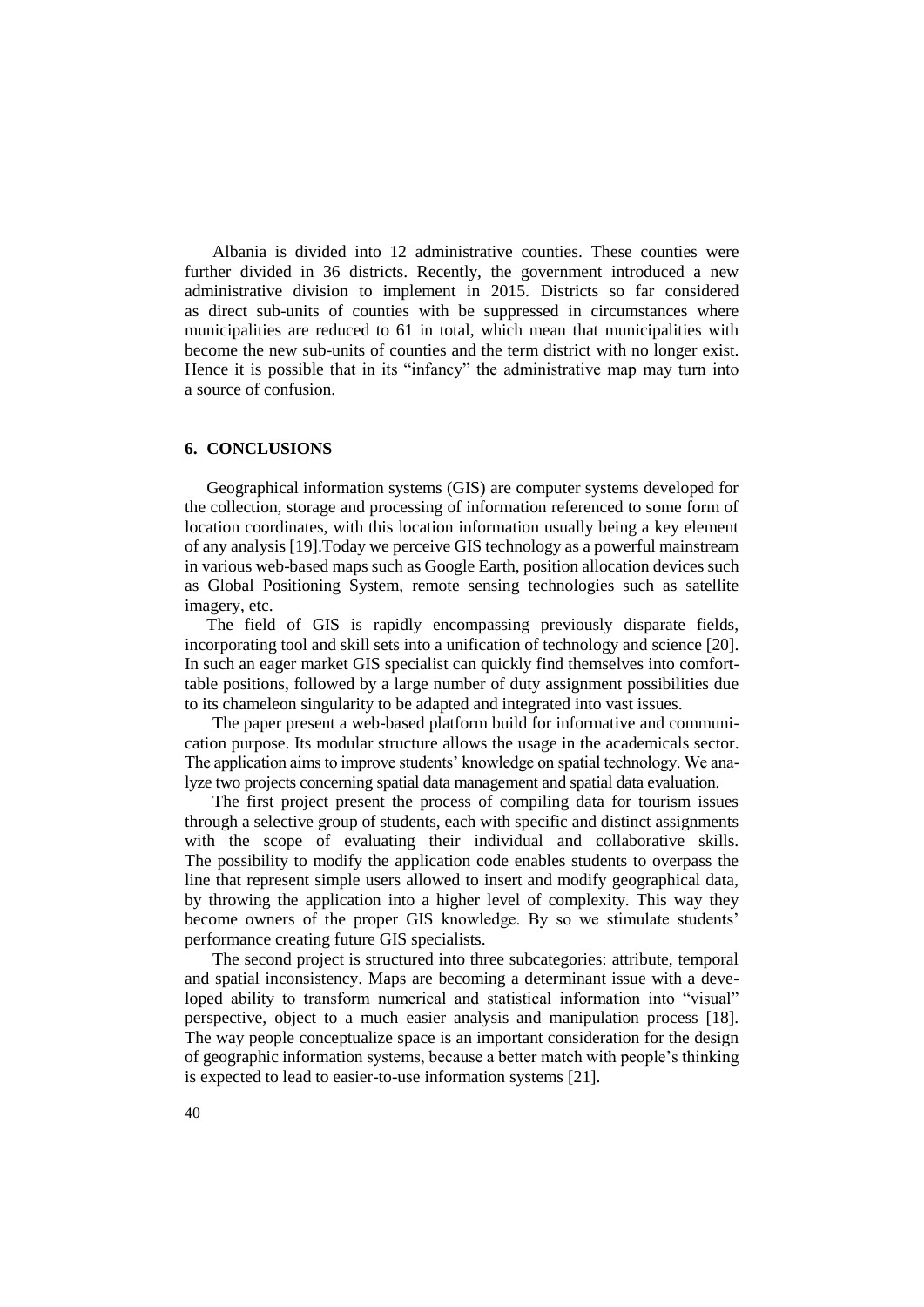Albania is divided into 12 administrative counties. These counties were further divided in 36 districts. Recently, the government introduced a new administrative division to implement in 2015. Districts so far considered as direct sub-units of counties with be suppressed in circumstances where municipalities are reduced to 61 in total, which mean that municipalities with become the new sub-units of counties and the term district with no longer exist. Hence it is possible that in its "infancy" the administrative map may turn into a source of confusion.

## 6. CONCLUSIONS

Geographical information systems (GIS) are computer systems developed for the collection, storage and processing of information referenced to some form of location coordinates, with this location information usually being a key element of any analysis [19].Today we perceive GIS technology as a powerful mainstream in various web-based maps such as Google Earth, position allocation devices such as Global Positioning System, remote sensing technologies such as satellite imagery, etc.

The field of GIS is rapidly encompassing previously disparate fields, incorporating tool and skill sets into a unification of technology and science [20]. In such an eager market GIS specialist can quickly find themselves into comfort-table positions, followed by a large number of duty assignment possibilities due to its chameleon singularity to be adapted and integrated into vast issues.

The paper present a web-based platform build for informative and communication purpose. Its modular structure allows the usage in the academicals sector. The application aims to improve students' knowledge on spatial technology. We analyze two projects concerning spatial data management and spatial data evaluation.

The first project present the process of compiling data for tourism issues through a selective group of students, each with specific and distinct assignments with the scope of evaluating their individual and collaborative skills. The possibility to modify the application code enables students to overpass the line that represent simple users allowed to insert and modify geographical data, by throwing the application into a higher level of complexity. This way they become owners of the proper GIS knowledge. By so we stimulate students' performance creating future GIS specialists.

The second project is structured into three subcategories: attribute, temporal and spatial inconsistency. Maps are becoming a determinant issue with a developed ability to transform numerical and statistical information into "visual" perspective, object to a much easier analysis and manipulation process [18]. The way people conceptualize space is an important consideration for the design of geographic information systems, because a better match with people's thinking is expected to lead to easier-to-use information systems [21].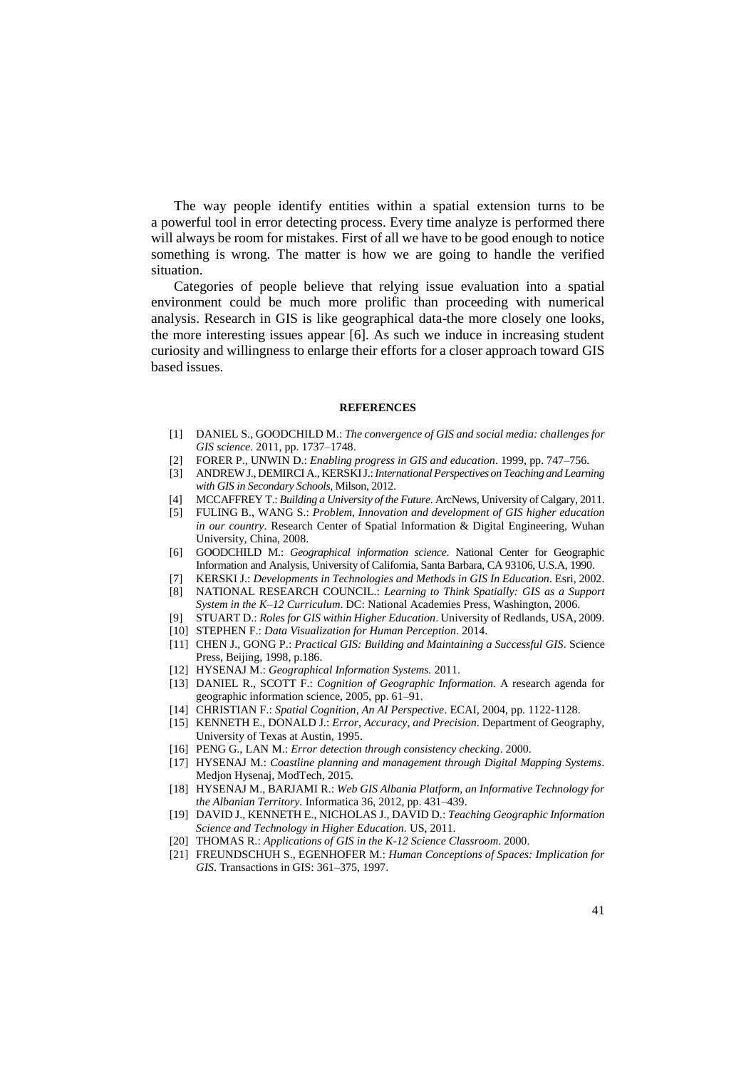The way people identify entities within a spatial extension turns to be a powerful tool in error detecting process. Every time analyze is performed there will always be room for mistakes. First of all we have to be good enough to notice something is wrong. The matter is how we are going to handle the verified situation.

Categories of people believe that relying issue evaluation into a spatial environment could be much more prolific than proceeding with numerical analysis. Research in GIS is like geographical data-the more closely one looks, the more interesting issues appear [6]. As such we induce in increasing student curiosity and willingness to enlarge their efforts for a closer approach toward GIS based issues.

## REFERENCES

[1] DANIEL S., GOODCHILD M.: *The convergence of GIS and social media: challenges for GIS science*. 2011, pp. 1737–1748.

[2] FORER P., UNWIN D.: *Enabling progress in GIS and education*. 1999, pp. 747–756.

[3] ANDREW J., DEMIRCI A., KERSKI J.: *International Perspectives on Teaching and Learning with GIS in Secondary Schools*, Milson, 2012.

[4] MCCAFFREY T.: *Building a University of the Future*. ArcNews, University of Calgary, 2011.

[5] FULING B., WANG S.: *Problem, Innovation and development of GIS higher education in our country*. Research Center of Spatial Information & Digital Engineering, Wuhan University, China, 2008.

[6] GOODCHILD M.: *Geographical information science*. National Center for Geographic Information and Analysis, University of California, Santa Barbara, CA 93106, U.S.A, 1990.

[7] KERSKI J.: *Developments in Technologies and Methods in GIS In Education*. Esri, 2002.

[8] NATIONAL RESEARCH COUNCIL.: *Learning to Think Spatially: GIS as a Support System in the K–12 Curriculum*. DC: National Academies Press, Washington, 2006.

[9] STUART D.: *Roles for GIS within Higher Education*. University of Redlands, USA, 2009.

[10] STEPHEN F.: *Data Visualization for Human Perception*. 2014.

[11] CHEN J., GONG P.: *Practical GIS: Building and Maintaining a Successful GIS*. Science Press, Beijing, 1998, p.186.

[12] HYSENAJ M.: *Geographical Information Systems.* 2011.

[13] DANIEL R., SCOTT F.: *Cognition of Geographic Information*. A research agenda for geographic information science, 2005, pp. 61–91.

[14] CHRISTIAN F.: *Spatial Cognition, An AI Perspective*. ECAI, 2004, pp. 1122-1128.

[15] KENNETH E., DONALD J.: *Error, Accuracy, and Precision*. Department of Geography, University of Texas at Austin, 1995.

[16] PENG G., LAN M.: *Error detection through consistency checking*. 2000.

[17] HYSENAJ M.: *Coastline planning and management through Digital Mapping Systems*. Medjon Hysenaj, ModTech, 2015.

[18] HYSENAJ M., BARJAMI R.: *Web GIS Albania Platform, an Informative Technology for the Albanian Territory.* Informatica 36, 2012, pp. 431–439.

[19] DAVID J., KENNETH E., NICHOLAS J., DAVID D.: *Teaching Geographic Information Science and Technology in Higher Education.* US, 2011.

[20] THOMAS R.: *Applications of GIS in the K-12 Science Classroom*. 2000.

[21] FREUNDSCHUH S., EGENHOFER M.: *Human Conceptions of Spaces: Implication for GIS*. Transactions in GIS: 361–375, 1997.